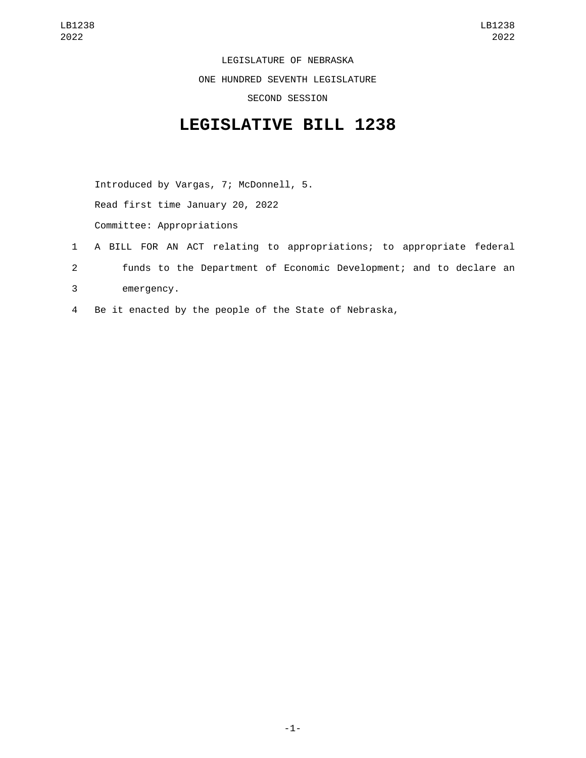LEGISLATURE OF NEBRASKA

ONE HUNDRED SEVENTH LEGISLATURE

SECOND SESSION

# LEGISLATIVE BILL 1238

Introduced by Vargas, 7; McDonnell, 5.

Read first time January 20, 2022

Committee: Appropriations

1 A BILL FOR AN ACT relating to appropriations; to appropriate federal
2 funds to the Department of Economic Development; and to declare an
3 emergency.
4 Be it enacted by the people of the State of Nebraska,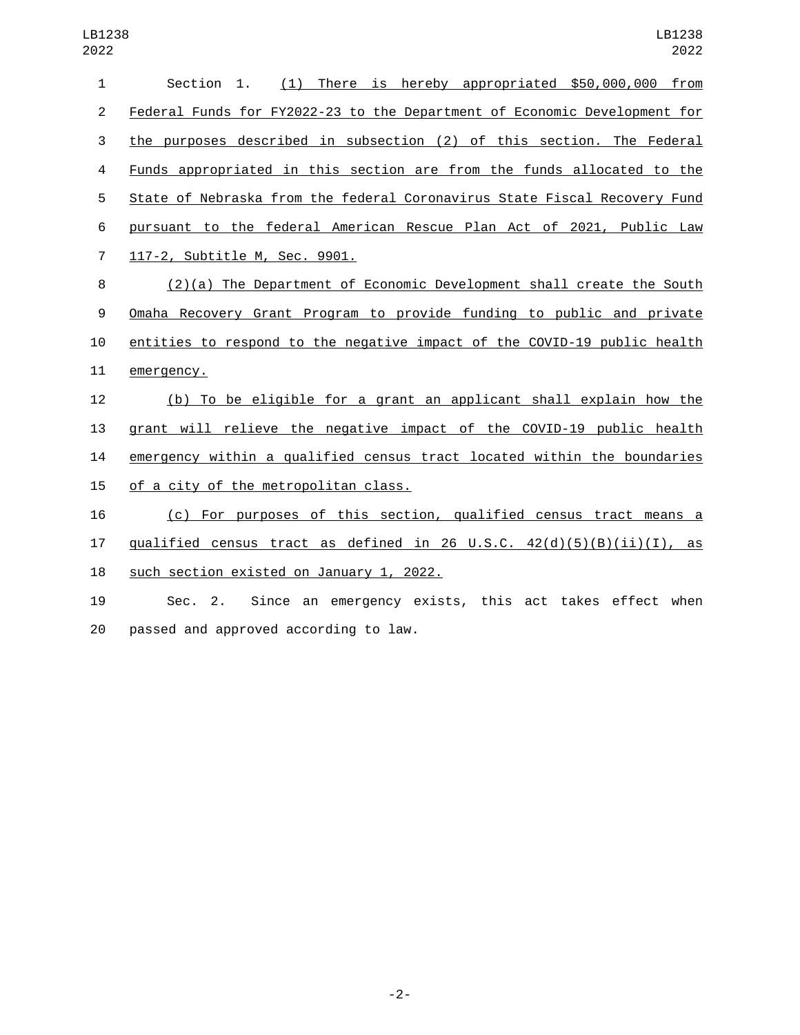Section 1. (1) There is hereby appropriated $50,000,000 from Federal Funds for FY2022-23 to the Department of Economic Development for the purposes described in subsection (2) of this section. The Federal Funds appropriated in this section are from the funds allocated to the State of Nebraska from the federal Coronavirus State Fiscal Recovery Fund pursuant to the federal American Rescue Plan Act of 2021, Public Law 117-2, Subtitle M, Sec. 9901.

(2)(a) The Department of Economic Development shall create the South Omaha Recovery Grant Program to provide funding to public and private entities to respond to the negative impact of the COVID-19 public health emergency.

(b) To be eligible for a grant an applicant shall explain how the grant will relieve the negative impact of the COVID-19 public health emergency within a qualified census tract located within the boundaries of a city of the metropolitan class.

(c) For purposes of this section, qualified census tract means a qualified census tract as defined in 26 U.S.C. 42(d)(5)(B)(ii)(I), as such section existed on January 1, 2022.

Sec. 2. Since an emergency exists, this act takes effect when passed and approved according to law.